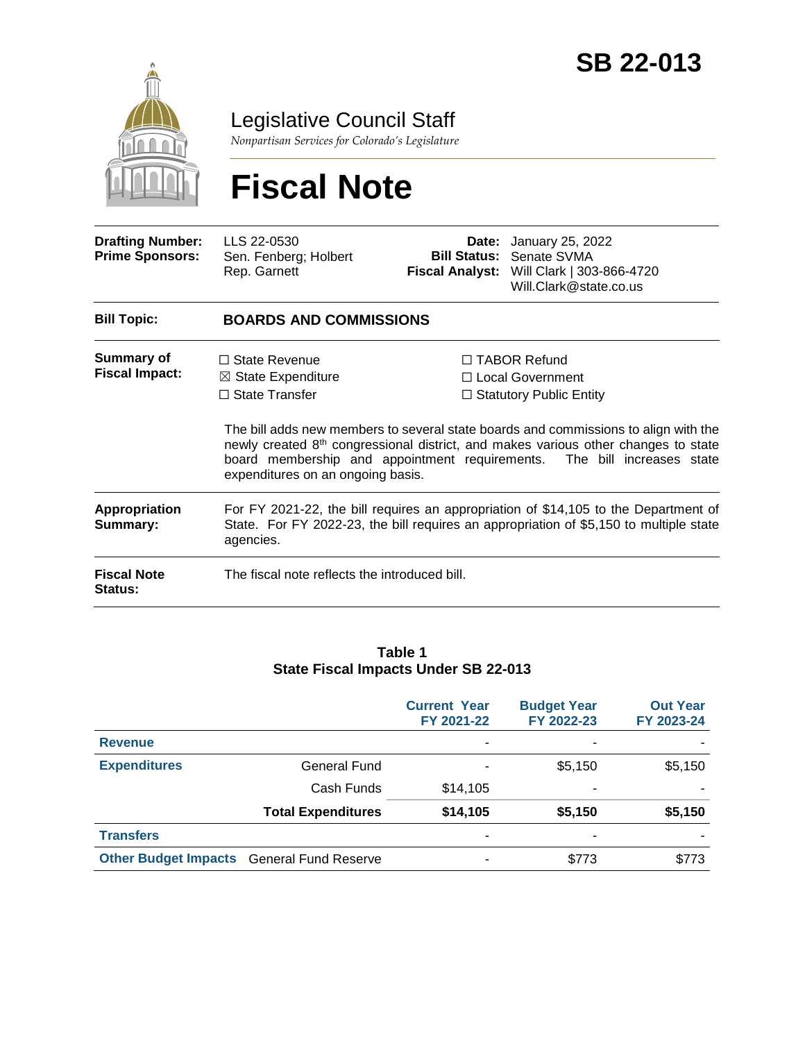# SB 22-013

## Legislative Council Staff

*Nonpartisan Services for Colorado's Legislature*

# Fiscal Note

| | | | |
|---|---|---|---|
| **Drafting Number:** | LLS 22-0530 | **Date:** | January 25, 2022 |
| **Prime Sponsors:** | Sen. Fenberg; Holbert<br>Rep. Garnett | **Bill Status:** | Senate SVMA |
| | | **Fiscal Analyst:** | Will Clark \| 303-866-4720<br>Will.Clark@state.co.us |

| | |
|---|---|
| **Bill Topic:** | **BOARDS AND COMMISSIONS** |
| **Summary of Fiscal Impact:** | ☐ State Revenue ☒ State Expenditure ☐ State Transfer ☐ TABOR Refund ☐ Local Government ☐ Statutory Public Entity<br><br>The bill adds new members to several state boards and commissions to align with the newly created 8th congressional district, and makes various other changes to state board membership and appointment requirements. The bill increases state expenditures on an ongoing basis. |
| **Appropriation Summary:** | For FY 2021-22, the bill requires an appropriation of $14,105 to the Department of State. For FY 2022-23, the bill requires an appropriation of $5,150 to multiple state agencies. |
| **Fiscal Note Status:** | The fiscal note reflects the introduced bill. |

**Table 1**
**State Fiscal Impacts Under SB 22-013**

| | | Current Year FY 2021-22 | Budget Year FY 2022-23 | Out Year FY 2023-24 |
|---|---|---|---|---|
| **Revenue** | | - | - | - |
| **Expenditures** | General Fund | - | $5,150 | $5,150 |
| | Cash Funds | $14,105 | - | - |
| | **Total Expenditures** | **$14,105** | **$5,150** | **$5,150** |
| **Transfers** | | - | - | - |
| **Other Budget Impacts** | General Fund Reserve | - | $773 | $773 |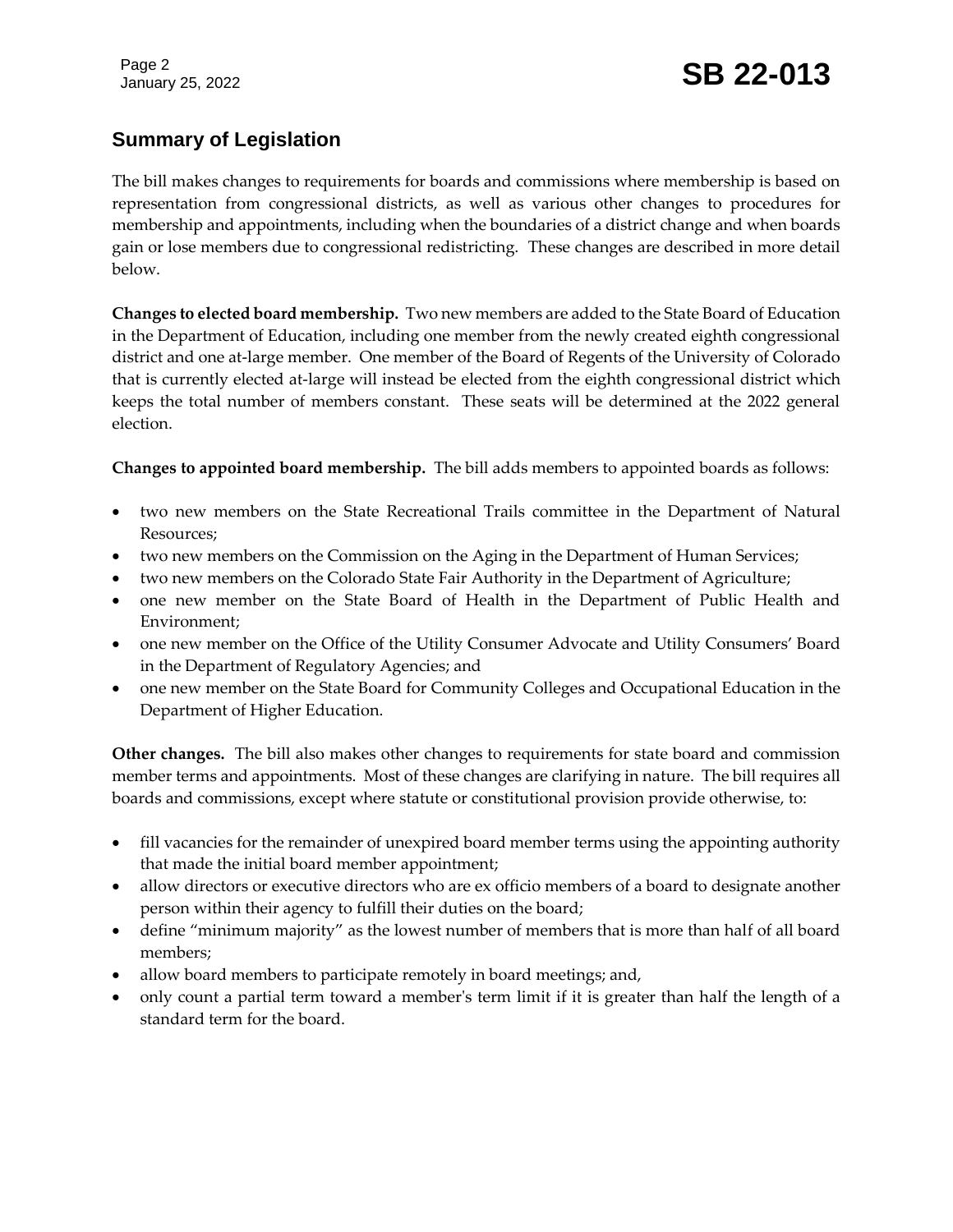## Summary of Legislation

The bill makes changes to requirements for boards and commissions where membership is based on representation from congressional districts, as well as various other changes to procedures for membership and appointments, including when the boundaries of a district change and when boards gain or lose members due to congressional redistricting. These changes are described in more detail below.

**Changes to elected board membership.** Two new members are added to the State Board of Education in the Department of Education, including one member from the newly created eighth congressional district and one at-large member. One member of the Board of Regents of the University of Colorado that is currently elected at-large will instead be elected from the eighth congressional district which keeps the total number of members constant. These seats will be determined at the 2022 general election.

**Changes to appointed board membership.** The bill adds members to appointed boards as follows:

- two new members on the State Recreational Trails committee in the Department of Natural Resources;
- two new members on the Commission on the Aging in the Department of Human Services;
- two new members on the Colorado State Fair Authority in the Department of Agriculture;
- one new member on the State Board of Health in the Department of Public Health and Environment;
- one new member on the Office of the Utility Consumer Advocate and Utility Consumers' Board in the Department of Regulatory Agencies; and
- one new member on the State Board for Community Colleges and Occupational Education in the Department of Higher Education.

**Other changes.** The bill also makes other changes to requirements for state board and commission member terms and appointments. Most of these changes are clarifying in nature. The bill requires all boards and commissions, except where statute or constitutional provision provide otherwise, to:

- fill vacancies for the remainder of unexpired board member terms using the appointing authority that made the initial board member appointment;
- allow directors or executive directors who are ex officio members of a board to designate another person within their agency to fulfill their duties on the board;
- define "minimum majority" as the lowest number of members that is more than half of all board members;
- allow board members to participate remotely in board meetings; and,
- only count a partial term toward a member's term limit if it is greater than half the length of a standard term for the board.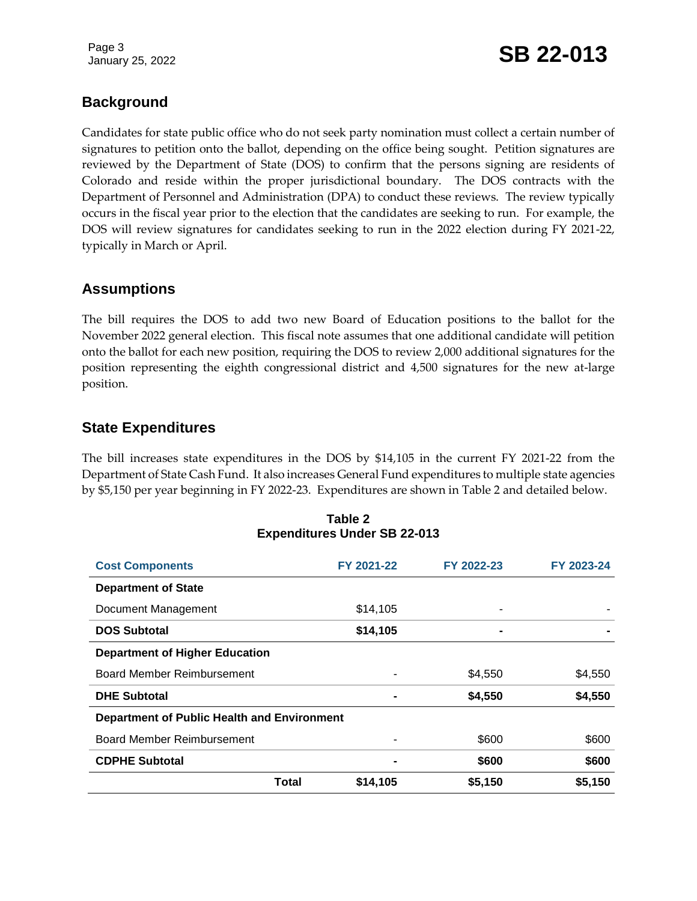## Background

Candidates for state public office who do not seek party nomination must collect a certain number of signatures to petition onto the ballot, depending on the office being sought. Petition signatures are reviewed by the Department of State (DOS) to confirm that the persons signing are residents of Colorado and reside within the proper jurisdictional boundary. The DOS contracts with the Department of Personnel and Administration (DPA) to conduct these reviews. The review typically occurs in the fiscal year prior to the election that the candidates are seeking to run. For example, the DOS will review signatures for candidates seeking to run in the 2022 election during FY 2021-22, typically in March or April.

## Assumptions

The bill requires the DOS to add two new Board of Education positions to the ballot for the November 2022 general election. This fiscal note assumes that one additional candidate will petition onto the ballot for each new position, requiring the DOS to review 2,000 additional signatures for the position representing the eighth congressional district and 4,500 signatures for the new at-large position.

## State Expenditures

The bill increases state expenditures in the DOS by $14,105 in the current FY 2021-22 from the Department of State Cash Fund. It also increases General Fund expenditures to multiple state agencies by $5,150 per year beginning in FY 2022-23. Expenditures are shown in Table 2 and detailed below.

**Table 2**
**Expenditures Under SB 22-013**

| Cost Components | FY 2021-22 | FY 2022-23 | FY 2023-24 |
|---|---|---|---|
| **Department of State** | | | |
| Document Management | $14,105 | - | - |
| **DOS Subtotal** | **$14,105** | **-** | **-** |
| **Department of Higher Education** | | | |
| Board Member Reimbursement | - | $4,550 | $4,550 |
| **DHE Subtotal** | **-** | **$4,550** | **$4,550** |
| **Department of Public Health and Environment** | | | |
| Board Member Reimbursement | - | $600 | $600 |
| **CDPHE Subtotal** | **-** | **$600** | **$600** |
| **Total** | **$14,105** | **$5,150** | **$5,150** |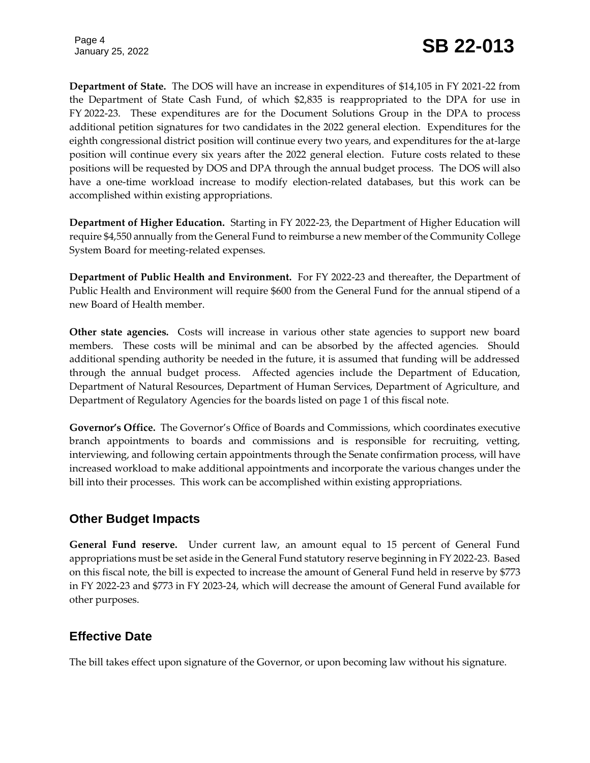**Department of State.** The DOS will have an increase in expenditures of $14,105 in FY 2021-22 from the Department of State Cash Fund, of which $2,835 is reappropriated to the DPA for use in FY 2022-23. These expenditures are for the Document Solutions Group in the DPA to process additional petition signatures for two candidates in the 2022 general election. Expenditures for the eighth congressional district position will continue every two years, and expenditures for the at-large position will continue every six years after the 2022 general election. Future costs related to these positions will be requested by DOS and DPA through the annual budget process. The DOS will also have a one-time workload increase to modify election-related databases, but this work can be accomplished within existing appropriations.

**Department of Higher Education.** Starting in FY 2022-23, the Department of Higher Education will require $4,550 annually from the General Fund to reimburse a new member of the Community College System Board for meeting-related expenses.

**Department of Public Health and Environment.** For FY 2022-23 and thereafter, the Department of Public Health and Environment will require $600 from the General Fund for the annual stipend of a new Board of Health member.

**Other state agencies.** Costs will increase in various other state agencies to support new board members. These costs will be minimal and can be absorbed by the affected agencies. Should additional spending authority be needed in the future, it is assumed that funding will be addressed through the annual budget process. Affected agencies include the Department of Education, Department of Natural Resources, Department of Human Services, Department of Agriculture, and Department of Regulatory Agencies for the boards listed on page 1 of this fiscal note.

**Governor's Office.** The Governor's Office of Boards and Commissions, which coordinates executive branch appointments to boards and commissions and is responsible for recruiting, vetting, interviewing, and following certain appointments through the Senate confirmation process, will have increased workload to make additional appointments and incorporate the various changes under the bill into their processes. This work can be accomplished within existing appropriations.

## Other Budget Impacts

**General Fund reserve.** Under current law, an amount equal to 15 percent of General Fund appropriations must be set aside in the General Fund statutory reserve beginning in FY 2022-23. Based on this fiscal note, the bill is expected to increase the amount of General Fund held in reserve by $773 in FY 2022-23 and $773 in FY 2023-24, which will decrease the amount of General Fund available for other purposes.

## Effective Date

The bill takes effect upon signature of the Governor, or upon becoming law without his signature.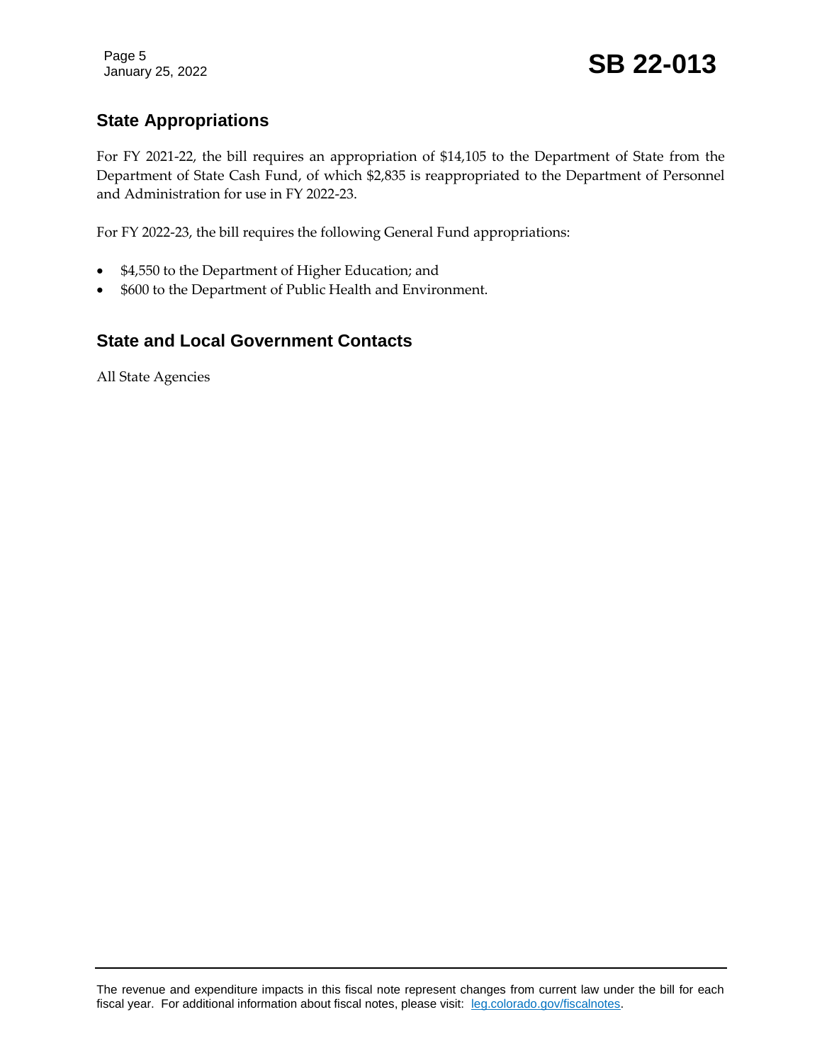## State Appropriations

For FY 2021-22, the bill requires an appropriation of $14,105 to the Department of State from the Department of State Cash Fund, of which $2,835 is reappropriated to the Department of Personnel and Administration for use in FY 2022-23.

For FY 2022-23, the bill requires the following General Fund appropriations:

- $4,550 to the Department of Higher Education; and
- $600 to the Department of Public Health and Environment.

## State and Local Government Contacts

All State Agencies

The revenue and expenditure impacts in this fiscal note represent changes from current law under the bill for each fiscal year. For additional information about fiscal notes, please visit: leg.colorado.gov/fiscalnotes.